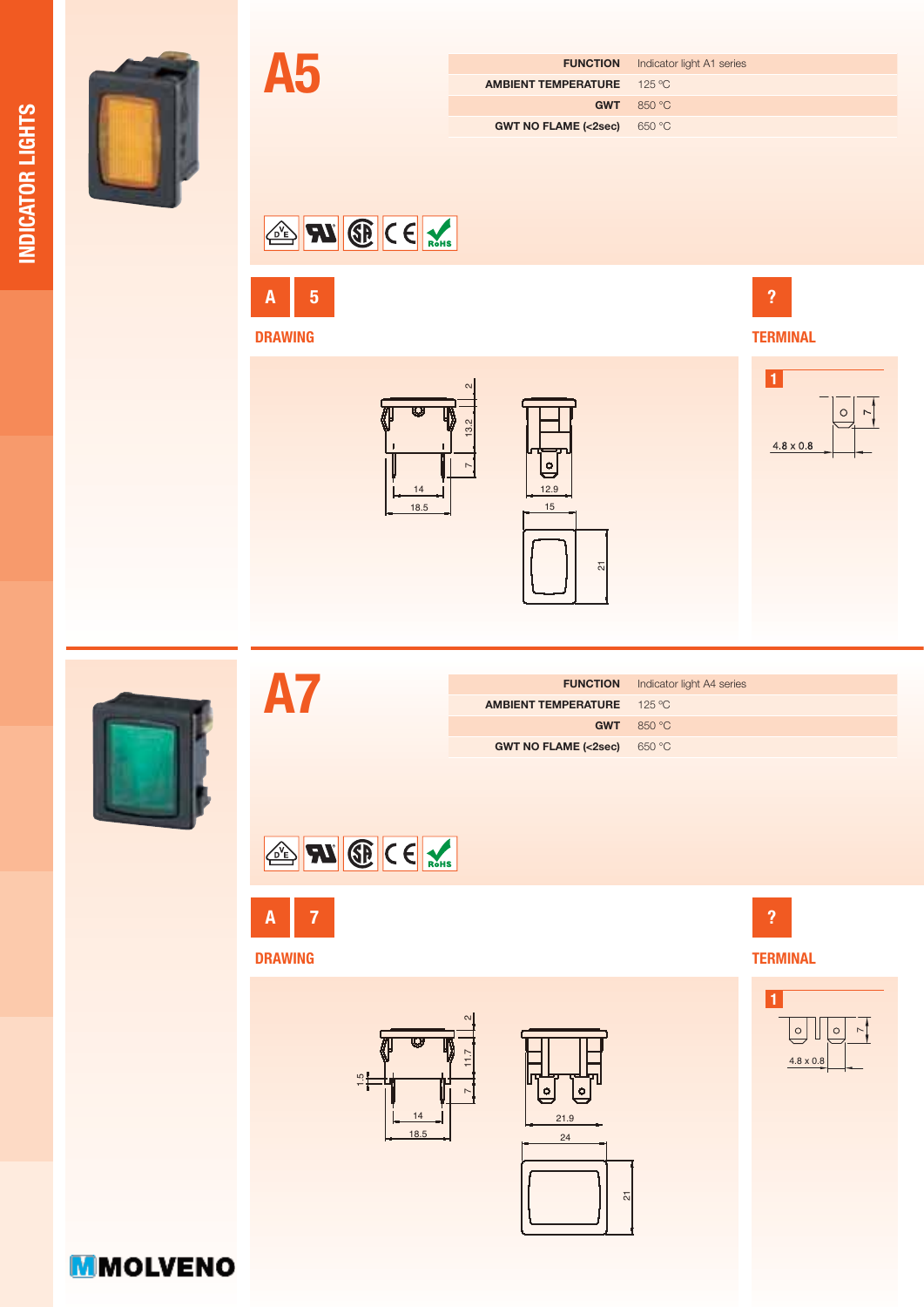INDICATOR LIGHTS

# A5

| FUNCTION | Indicator light A1 series |
| --- | --- |
| AMBIENT TEMPERATURE | 125 °C |
| GWT | 850 °C |
| GWT NO FLAME (<2sec) | 650 °C |

A 5

?

## DRAWING

2

13.2

7

14

18.5

12.9

15

21

## TERMINAL

1

7

4.8 x 0.8

# A7

| FUNCTION | Indicator light A4 series |
| --- | --- |
| AMBIENT TEMPERATURE | 125 °C |
| GWT | 850 °C |
| GWT NO FLAME (<2sec) | 650 °C |

A 7

?

## DRAWING

2

11.7

7

1.5

14

18.5

21.9

24

21

## TERMINAL

1

7

4.8 x 0.8

MOLVENO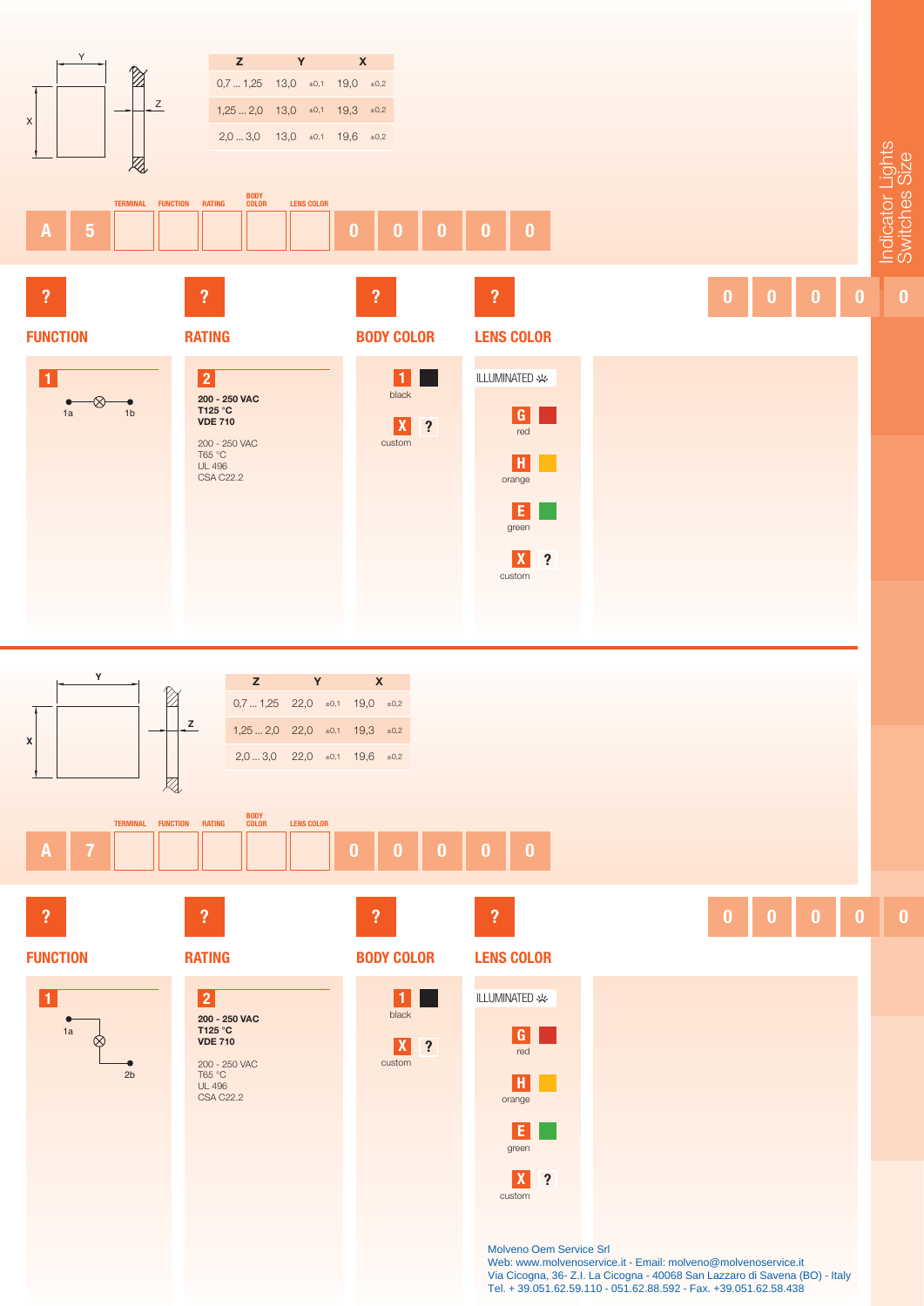| Z | Y | | X | |
|---|---|---|---|---|
| 0,7 ... 1,25 | 13,0 | ±0,1 | 19,0 | ±0,2 |
| 1,25 ... 2,0 | 13,0 | ±0,1 | 19,3 | ±0,2 |
| 2,0 ... 3,0 | 13,0 | ±0,1 | 19,6 | ±0,2 |

| | | TERMINAL | FUNCTION | RATING | BODY COLOR | LENS COLOR | | | | | |
|---|---|---|---|---|---|---|---|---|---|---|---|
| A | 5 | | | | | | 0 | 0 | 0 | 0 | 0 |

? ? ? ? 0 0 0 0 0

## FUNCTION

**1**

1a — 1b

## RATING

**2**

**200 - 250 VAC**
**T125 °C**
**VDE 710**

200 - 250 VAC
T65 °C
UL 496
CSA C22.2

## BODY COLOR

- **1** black
- **X** ? custom

## LENS COLOR

ILLUMINATED

- **G** red
- **H** orange
- **E** green
- **X** ? custom

---

| Z | Y | | X | |
|---|---|---|---|---|
| 0,7 ... 1,25 | 22,0 | ±0,1 | 19,0 | ±0,2 |
| 1,25 ... 2,0 | 22,0 | ±0,1 | 19,3 | ±0,2 |
| 2,0 ... 3,0 | 22,0 | ±0,1 | 19,6 | ±0,2 |

| | | TERMINAL | FUNCTION | RATING | BODY COLOR | LENS COLOR | | | | | |
|---|---|---|---|---|---|---|---|---|---|---|---|
| A | 7 | | | | | | 0 | 0 | 0 | 0 | 0 |

? ? ? ? 0 0 0 0 0

## FUNCTION

**1**

1a — 2b

## RATING

**2**

**200 - 250 VAC**
**T125 °C**
**VDE 710**

200 - 250 VAC
T65 °C
UL 496
CSA C22.2

## BODY COLOR

- **1** black
- **X** ? custom

## LENS COLOR

ILLUMINATED

- **G** red
- **H** orange
- **E** green
- **X** ? custom

Molveno Oem Service Srl
Web: www.molvenoservice.it - Email: molveno@molvenoservice.it
Via Cicogna, 36- Z.I. La Cicogna - 40068 San Lazzaro di Savena (BO) - Italy
Tel. + 39.051.62.59.110 - 051.62.88.592 - Fax. +39.051.62.58.438